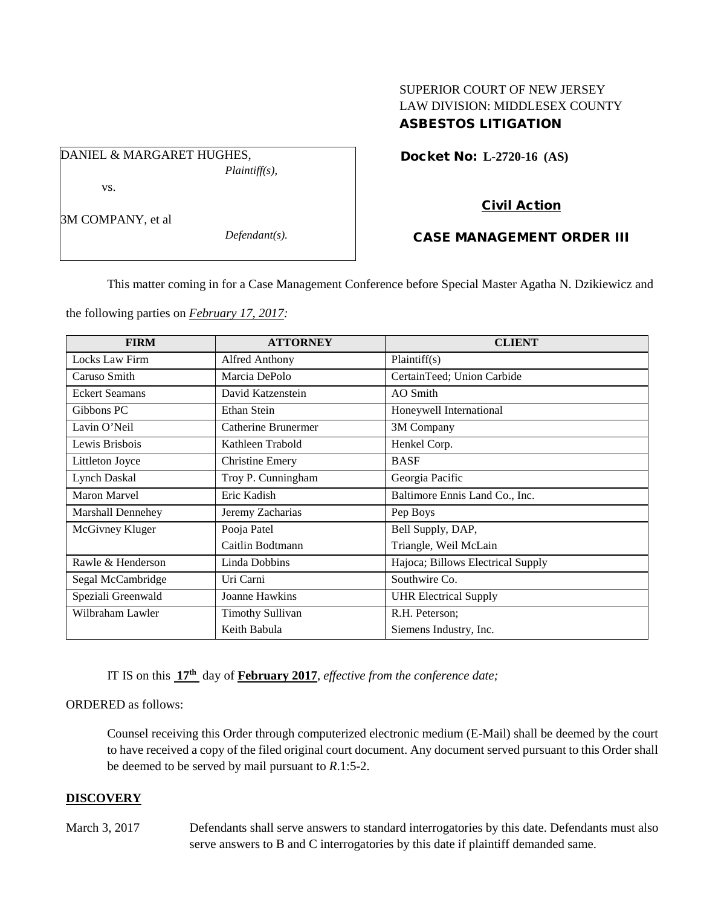SUPERIOR COURT OF NEW JERSEY
LAW DIVISION: MIDDLESEX COUNTY
**ASBESTOS LITIGATION**

DANIEL & MARGARET HUGHES,
*Plaintiff(s),*

vs.

3M COMPANY, et al
*Defendant(s).*

**Docket No: L-2720-16 (AS)**

**Civil Action**

**CASE MANAGEMENT ORDER III**

This matter coming in for a Case Management Conference before Special Master Agatha N. Dzikiewicz and the following parties on *February 17, 2017:*

| FIRM | ATTORNEY | CLIENT |
|---|---|---|
| Locks Law Firm | Alfred Anthony | Plaintiff(s) |
| Caruso Smith | Marcia DePolo | CertainTeed; Union Carbide |
| Eckert Seamans | David Katzenstein | AO Smith |
| Gibbons PC | Ethan Stein | Honeywell International |
| Lavin O'Neil | Catherine Brunermer | 3M Company |
| Lewis Brisbois | Kathleen Trabold | Henkel Corp. |
| Littleton Joyce | Christine Emery | BASF |
| Lynch Daskal | Troy P. Cunningham | Georgia Pacific |
| Maron Marvel | Eric Kadish | Baltimore Ennis Land Co., Inc. |
| Marshall Dennehey | Jeremy Zacharias | Pep Boys |
| McGivney Kluger | Pooja Patel<br>Caitlin Bodtmann | Bell Supply, DAP,<br>Triangle, Weil McLain |
| Rawle & Henderson | Linda Dobbins | Hajoca; Billows Electrical Supply |
| Segal McCambridge | Uri Carni | Southwire Co. |
| Speziali Greenwald | Joanne Hawkins | UHR Electrical Supply |
| Wilbraham Lawler | Timothy Sullivan<br>Keith Babula | R.H. Peterson;<br>Siemens Industry, Inc. |

IT IS on this **17th** day of **February 2017**, *effective from the conference date;*

ORDERED as follows:

Counsel receiving this Order through computerized electronic medium (E-Mail) shall be deemed by the court to have received a copy of the filed original court document. Any document served pursuant to this Order shall be deemed to be served by mail pursuant to *R*.1:5-2.

## DISCOVERY

March 3, 2017 — Defendants shall serve answers to standard interrogatories by this date. Defendants must also serve answers to B and C interrogatories by this date if plaintiff demanded same.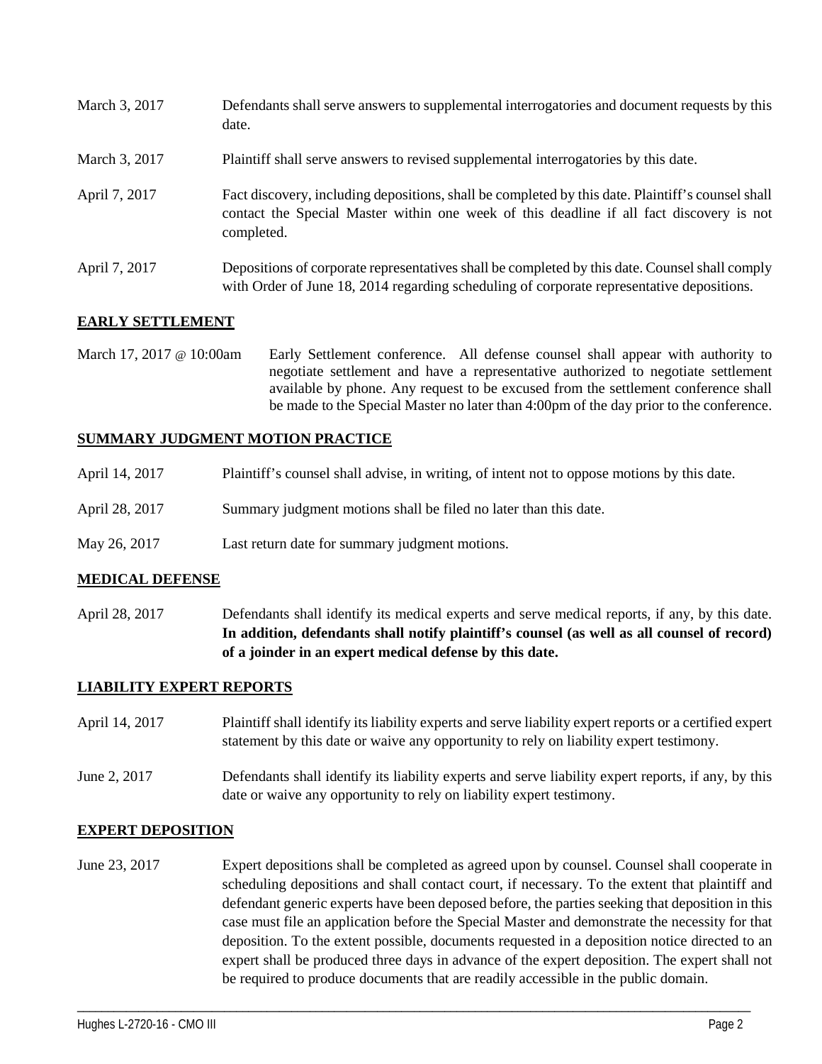March 3, 2017 Defendants shall serve answers to supplemental interrogatories and document requests by this date.

March 3, 2017 Plaintiff shall serve answers to revised supplemental interrogatories by this date.

April 7, 2017 Fact discovery, including depositions, shall be completed by this date. Plaintiff's counsel shall contact the Special Master within one week of this deadline if all fact discovery is not completed.

April 7, 2017 Depositions of corporate representatives shall be completed by this date. Counsel shall comply with Order of June 18, 2014 regarding scheduling of corporate representative depositions.

## EARLY SETTLEMENT

March 17, 2017 @ 10:00am Early Settlement conference. All defense counsel shall appear with authority to negotiate settlement and have a representative authorized to negotiate settlement available by phone. Any request to be excused from the settlement conference shall be made to the Special Master no later than 4:00pm of the day prior to the conference.

## SUMMARY JUDGMENT MOTION PRACTICE

April 14, 2017 Plaintiff's counsel shall advise, in writing, of intent not to oppose motions by this date.

April 28, 2017 Summary judgment motions shall be filed no later than this date.

May 26, 2017 Last return date for summary judgment motions.

## MEDICAL DEFENSE

April 28, 2017 Defendants shall identify its medical experts and serve medical reports, if any, by this date. **In addition, defendants shall notify plaintiff's counsel (as well as all counsel of record) of a joinder in an expert medical defense by this date.**

## LIABILITY EXPERT REPORTS

April 14, 2017 Plaintiff shall identify its liability experts and serve liability expert reports or a certified expert statement by this date or waive any opportunity to rely on liability expert testimony.

June 2, 2017 Defendants shall identify its liability experts and serve liability expert reports, if any, by this date or waive any opportunity to rely on liability expert testimony.

## EXPERT DEPOSITION

June 23, 2017 Expert depositions shall be completed as agreed upon by counsel. Counsel shall cooperate in scheduling depositions and shall contact court, if necessary. To the extent that plaintiff and defendant generic experts have been deposed before, the parties seeking that deposition in this case must file an application before the Special Master and demonstrate the necessity for that deposition. To the extent possible, documents requested in a deposition notice directed to an expert shall be produced three days in advance of the expert deposition. The expert shall not be required to produce documents that are readily accessible in the public domain.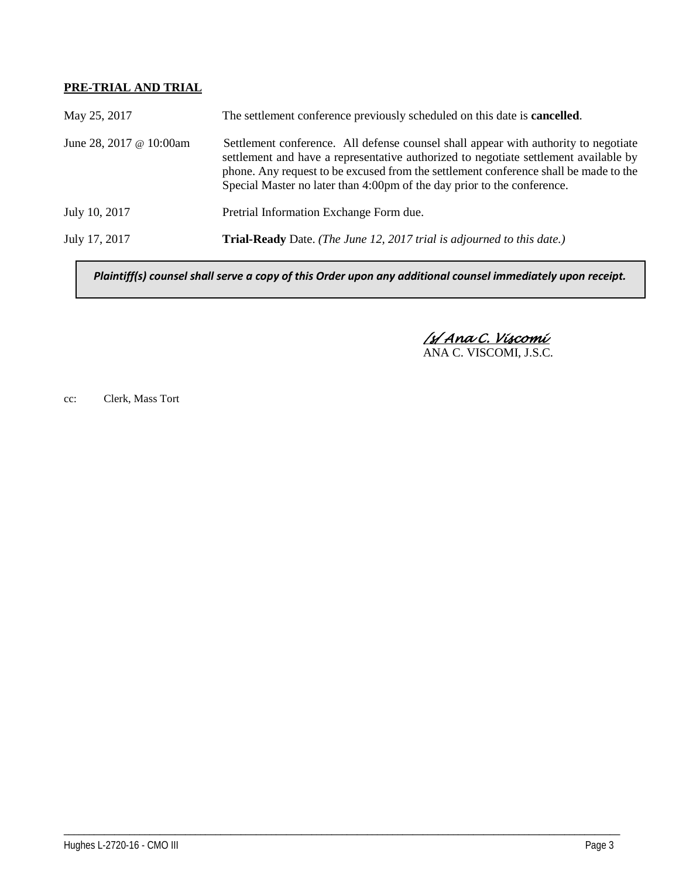**PRE-TRIAL AND TRIAL**

| | |
|---|---|
| May 25, 2017 | The settlement conference previously scheduled on this date is **cancelled**. |
| June 28, 2017 @ 10:00am | Settlement conference. All defense counsel shall appear with authority to negotiate settlement and have a representative authorized to negotiate settlement available by phone. Any request to be excused from the settlement conference shall be made to the Special Master no later than 4:00pm of the day prior to the conference. |
| July 10, 2017 | Pretrial Information Exchange Form due. |
| July 17, 2017 | **Trial-Ready** Date. *(The June 12, 2017 trial is adjourned to this date.)* |

***Plaintiff(s) counsel shall serve a copy of this Order upon any additional counsel immediately upon receipt.***

*/s/ Ana C. Viscomi*
ANA C. VISCOMI, J.S.C.

cc: Clerk, Mass Tort

Hughes L-2720-16 - CMO III